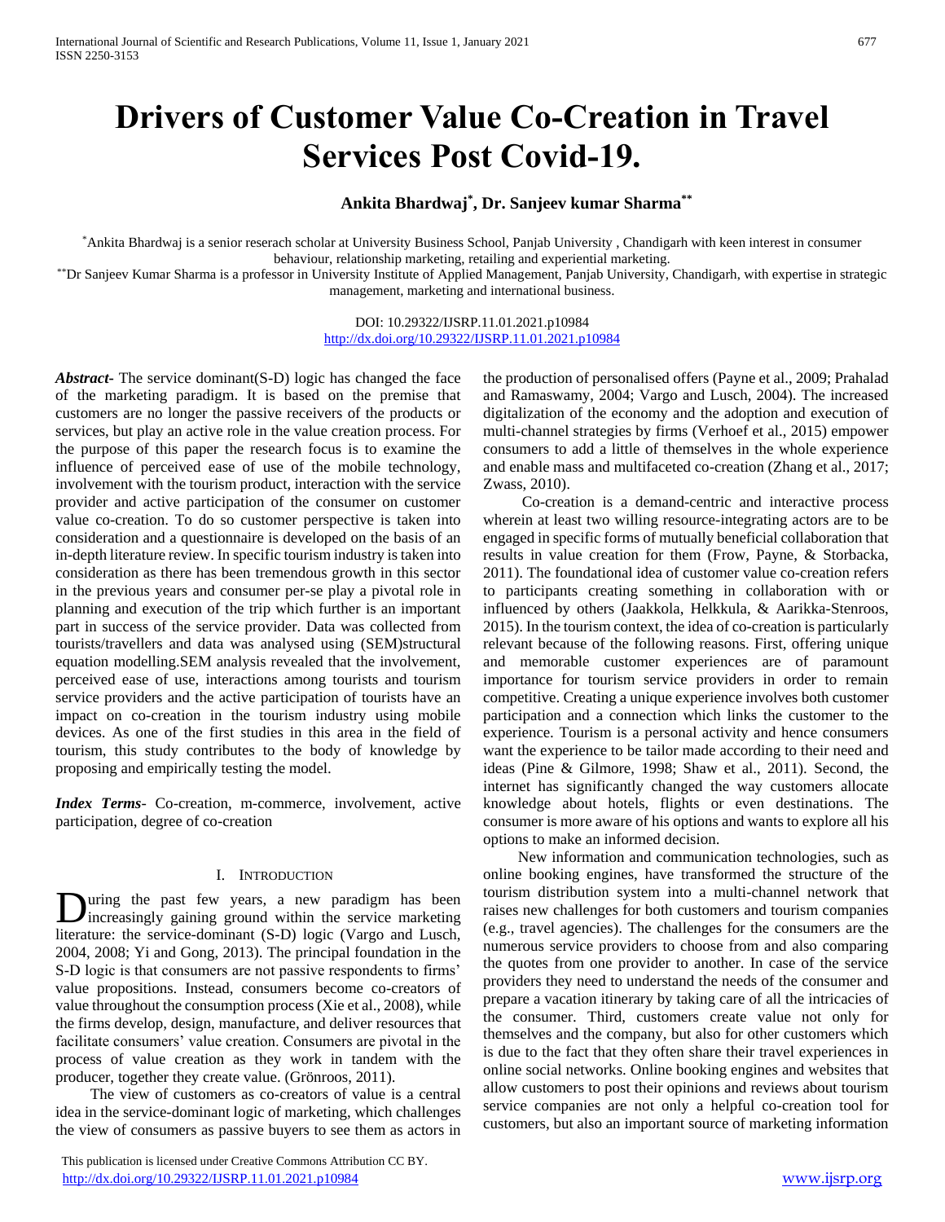# Drivers of Customer Value Co-Creation in Travel Services Post Covid-19.

**Ankita Bhardwaj[*], Dr. Sanjeev kumar Sharma[**]**

[*]Ankita Bhardwaj is a senior reserach scholar at University Business School, Panjab University , Chandigarh with keen interest in consumer behaviour, relationship marketing, retailing and experiential marketing.

[**]Dr Sanjeev Kumar Sharma is a professor in University Institute of Applied Management, Panjab University, Chandigarh, with expertise in strategic management, marketing and international business.

DOI: 10.29322/IJSRP.11.01.2021.p10984
http://dx.doi.org/10.29322/IJSRP.11.01.2021.p10984

***Abstract***- The service dominant(S-D) logic has changed the face of the marketing paradigm. It is based on the premise that customers are no longer the passive receivers of the products or services, but play an active role in the value creation process. For the purpose of this paper the research focus is to examine the influence of perceived ease of use of the mobile technology, involvement with the tourism product, interaction with the service provider and active participation of the consumer on customer value co-creation. To do so customer perspective is taken into consideration and a questionnaire is developed on the basis of an in-depth literature review. In specific tourism industry is taken into consideration as there has been tremendous growth in this sector in the previous years and consumer per-se play a pivotal role in planning and execution of the trip which further is an important part in success of the service provider. Data was collected from tourists/travellers and data was analysed using (SEM)structural equation modelling.SEM analysis revealed that the involvement, perceived ease of use, interactions among tourists and tourism service providers and the active participation of tourists have an impact on co-creation in the tourism industry using mobile devices. As one of the first studies in this area in the field of tourism, this study contributes to the body of knowledge by proposing and empirically testing the model.

***Index Terms***- Co-creation, m-commerce, involvement, active participation, degree of co-creation

## I. Introduction

During the past few years, a new paradigm has been increasingly gaining ground within the service marketing literature: the service-dominant (S-D) logic (Vargo and Lusch, 2004, 2008; Yi and Gong, 2013). The principal foundation in the S-D logic is that consumers are not passive respondents to firms' value propositions. Instead, consumers become co-creators of value throughout the consumption process (Xie et al., 2008), while the firms develop, design, manufacture, and deliver resources that facilitate consumers' value creation. Consumers are pivotal in the process of value creation as they work in tandem with the producer, together they create value. (Grönroos, 2011).

The view of customers as co-creators of value is a central idea in the service-dominant logic of marketing, which challenges the view of consumers as passive buyers to see them as actors in the production of personalised offers (Payne et al., 2009; Prahalad and Ramaswamy, 2004; Vargo and Lusch, 2004). The increased digitalization of the economy and the adoption and execution of multi-channel strategies by firms (Verhoef et al., 2015) empower consumers to add a little of themselves in the whole experience and enable mass and multifaceted co-creation (Zhang et al., 2017; Zwass, 2010).

Co-creation is a demand-centric and interactive process wherein at least two willing resource-integrating actors are to be engaged in specific forms of mutually beneficial collaboration that results in value creation for them (Frow, Payne, & Storbacka, 2011). The foundational idea of customer value co-creation refers to participants creating something in collaboration with or influenced by others (Jaakkola, Helkkula, & Aarikka-Stenroos, 2015). In the tourism context, the idea of co-creation is particularly relevant because of the following reasons. First, offering unique and memorable customer experiences are of paramount importance for tourism service providers in order to remain competitive. Creating a unique experience involves both customer participation and a connection which links the customer to the experience. Tourism is a personal activity and hence consumers want the experience to be tailor made according to their need and ideas (Pine & Gilmore, 1998; Shaw et al., 2011). Second, the internet has significantly changed the way customers allocate knowledge about hotels, flights or even destinations. The consumer is more aware of his options and wants to explore all his options to make an informed decision.

New information and communication technologies, such as online booking engines, have transformed the structure of the tourism distribution system into a multi-channel network that raises new challenges for both customers and tourism companies (e.g., travel agencies). The challenges for the consumers are the numerous service providers to choose from and also comparing the quotes from one provider to another. In case of the service providers they need to understand the needs of the consumer and prepare a vacation itinerary by taking care of all the intricacies of the consumer. Third, customers create value not only for themselves and the company, but also for other customers which is due to the fact that they often share their travel experiences in online social networks. Online booking engines and websites that allow customers to post their opinions and reviews about tourism service companies are not only a helpful co-creation tool for customers, but also an important source of marketing information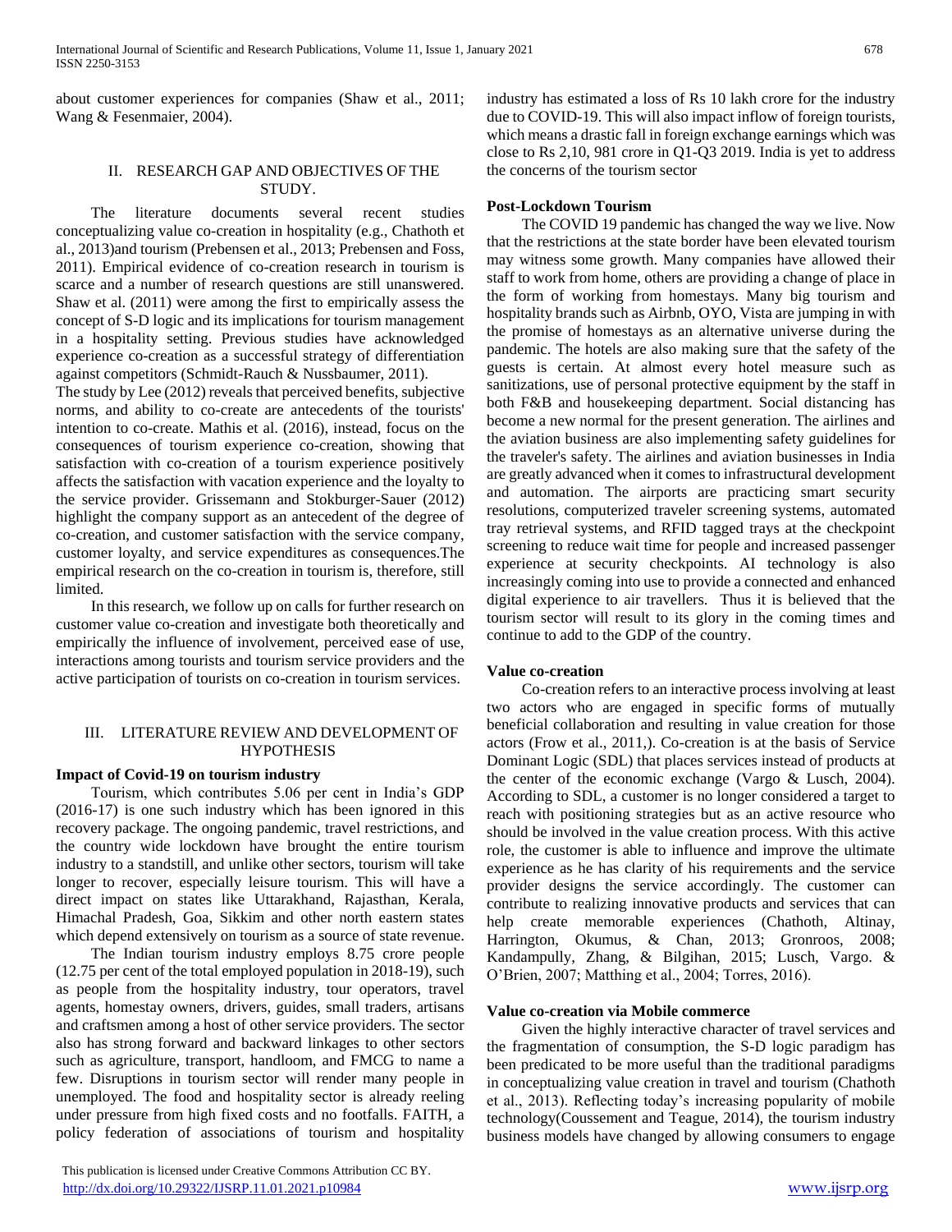about customer experiences for companies (Shaw et al., 2011; Wang & Fesenmaier, 2004).

## II. RESEARCH GAP AND OBJECTIVES OF THE STUDY.

The literature documents several recent studies conceptualizing value co-creation in hospitality (e.g., Chathoth et al., 2013)and tourism (Prebensen et al., 2013; Prebensen and Foss, 2011). Empirical evidence of co-creation research in tourism is scarce and a number of research questions are still unanswered. Shaw et al. (2011) were among the first to empirically assess the concept of S-D logic and its implications for tourism management in a hospitality setting. Previous studies have acknowledged experience co-creation as a successful strategy of differentiation against competitors (Schmidt-Rauch & Nussbaumer, 2011).

The study by Lee (2012) reveals that perceived benefits, subjective norms, and ability to co-create are antecedents of the tourists' intention to co-create. Mathis et al. (2016), instead, focus on the consequences of tourism experience co-creation, showing that satisfaction with co-creation of a tourism experience positively affects the satisfaction with vacation experience and the loyalty to the service provider. Grissemann and Stokburger-Sauer (2012) highlight the company support as an antecedent of the degree of co-creation, and customer satisfaction with the service company, customer loyalty, and service expenditures as consequences.The empirical research on the co-creation in tourism is, therefore, still limited.

In this research, we follow up on calls for further research on customer value co-creation and investigate both theoretically and empirically the influence of involvement, perceived ease of use, interactions among tourists and tourism service providers and the active participation of tourists on co-creation in tourism services.

## III. LITERATURE REVIEW AND DEVELOPMENT OF HYPOTHESIS

**Impact of Covid-19 on tourism industry**

Tourism, which contributes 5.06 per cent in India's GDP (2016-17) is one such industry which has been ignored in this recovery package. The ongoing pandemic, travel restrictions, and the country wide lockdown have brought the entire tourism industry to a standstill, and unlike other sectors, tourism will take longer to recover, especially leisure tourism. This will have a direct impact on states like Uttarakhand, Rajasthan, Kerala, Himachal Pradesh, Goa, Sikkim and other north eastern states which depend extensively on tourism as a source of state revenue.

The Indian tourism industry employs 8.75 crore people (12.75 per cent of the total employed population in 2018-19), such as people from the hospitality industry, tour operators, travel agents, homestay owners, drivers, guides, small traders, artisans and craftsmen among a host of other service providers. The sector also has strong forward and backward linkages to other sectors such as agriculture, transport, handloom, and FMCG to name a few. Disruptions in tourism sector will render many people in unemployed. The food and hospitality sector is already reeling under pressure from high fixed costs and no footfalls. FAITH, a policy federation of associations of tourism and hospitality industry has estimated a loss of Rs 10 lakh crore for the industry due to COVID-19. This will also impact inflow of foreign tourists, which means a drastic fall in foreign exchange earnings which was close to Rs 2,10, 981 crore in Q1-Q3 2019. India is yet to address the concerns of the tourism sector

**Post-Lockdown Tourism**

The COVID 19 pandemic has changed the way we live. Now that the restrictions at the state border have been elevated tourism may witness some growth. Many companies have allowed their staff to work from home, others are providing a change of place in the form of working from homestays. Many big tourism and hospitality brands such as Airbnb, OYO, Vista are jumping in with the promise of homestays as an alternative universe during the pandemic. The hotels are also making sure that the safety of the guests is certain. At almost every hotel measure such as sanitizations, use of personal protective equipment by the staff in both F&B and housekeeping department. Social distancing has become a new normal for the present generation. The airlines and the aviation business are also implementing safety guidelines for the traveler's safety. The airlines and aviation businesses in India are greatly advanced when it comes to infrastructural development and automation. The airports are practicing smart security resolutions, computerized traveler screening systems, automated tray retrieval systems, and RFID tagged trays at the checkpoint screening to reduce wait time for people and increased passenger experience at security checkpoints. AI technology is also increasingly coming into use to provide a connected and enhanced digital experience to air travellers. Thus it is believed that the tourism sector will result to its glory in the coming times and continue to add to the GDP of the country.

**Value co-creation**

Co-creation refers to an interactive process involving at least two actors who are engaged in specific forms of mutually beneficial collaboration and resulting in value creation for those actors (Frow et al., 2011,). Co-creation is at the basis of Service Dominant Logic (SDL) that places services instead of products at the center of the economic exchange (Vargo & Lusch, 2004). According to SDL, a customer is no longer considered a target to reach with positioning strategies but as an active resource who should be involved in the value creation process. With this active role, the customer is able to influence and improve the ultimate experience as he has clarity of his requirements and the service provider designs the service accordingly. The customer can contribute to realizing innovative products and services that can help create memorable experiences (Chathoth, Altinay, Harrington, Okumus, & Chan, 2013; Gronroos, 2008; Kandampully, Zhang, & Bilgihan, 2015; Lusch, Vargo. & O'Brien, 2007; Matthing et al., 2004; Torres, 2016).

**Value co-creation via Mobile commerce**

Given the highly interactive character of travel services and the fragmentation of consumption, the S-D logic paradigm has been predicated to be more useful than the traditional paradigms in conceptualizing value creation in travel and tourism (Chathoth et al., 2013). Reflecting today's increasing popularity of mobile technology(Coussement and Teague, 2014), the tourism industry business models have changed by allowing consumers to engage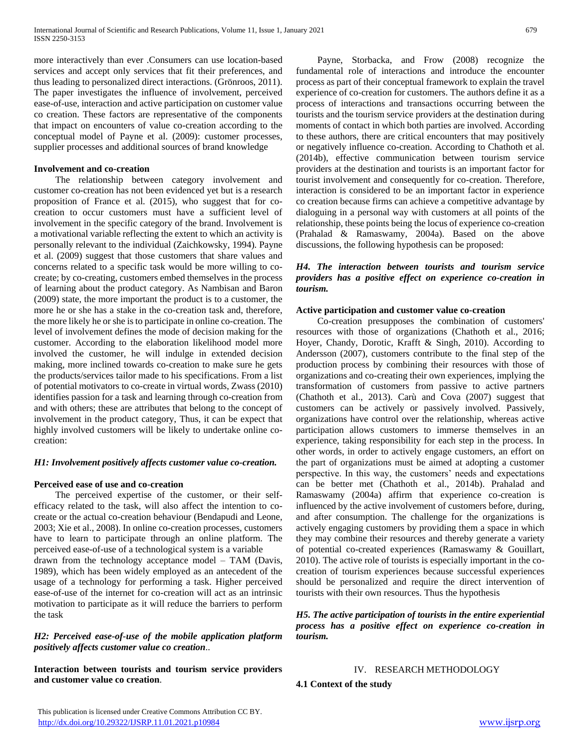more interactively than ever .Consumers can use location-based services and accept only services that fit their preferences, and thus leading to personalized direct interactions. (Grönroos, 2011). The paper investigates the influence of involvement, perceived ease-of-use, interaction and active participation on customer value co creation. These factors are representative of the components that impact on encounters of value co-creation according to the conceptual model of Payne et al. (2009): customer processes, supplier processes and additional sources of brand knowledge

**Involvement and co-creation**

The relationship between category involvement and customer co-creation has not been evidenced yet but is a research proposition of France et al. (2015), who suggest that for co-creation to occur customers must have a sufficient level of involvement in the specific category of the brand. Involvement is a motivational variable reflecting the extent to which an activity is personally relevant to the individual (Zaichkowsky, 1994). Payne et al. (2009) suggest that those customers that share values and concerns related to a specific task would be more willing to co-create; by co-creating, customers embed themselves in the process of learning about the product category. As Nambisan and Baron (2009) state, the more important the product is to a customer, the more he or she has a stake in the co-creation task and, therefore, the more likely he or she is to participate in online co-creation. The level of involvement defines the mode of decision making for the customer. According to the elaboration likelihood model more involved the customer, he will indulge in extended decision making, more inclined towards co-creation to make sure he gets the products/services tailor made to his specifications. From a list of potential motivators to co-create in virtual words, Zwass (2010) identifies passion for a task and learning through co-creation from and with others; these are attributes that belong to the concept of involvement in the product category, Thus, it can be expect that highly involved customers will be likely to undertake online co-creation:

***H1: Involvement positively affects customer value co-creation.***

**Perceived ease of use and co-creation**

The perceived expertise of the customer, or their self-efficacy related to the task, will also affect the intention to co-create or the actual co-creation behaviour (Bendapudi and Leone, 2003; Xie et al., 2008). In online co-creation processes, customers have to learn to participate through an online platform. The perceived ease-of-use of a technological system is a variable drawn from the technology acceptance model – TAM (Davis, 1989), which has been widely employed as an antecedent of the usage of a technology for performing a task. Higher perceived ease-of-use of the internet for co-creation will act as an intrinsic motivation to participate as it will reduce the barriers to perform the task

***H2: Perceived ease-of-use of the mobile application platform positively affects customer value co creation**..*

**Interaction between tourists and tourism service providers and customer value co creation**.

Payne, Storbacka, and Frow (2008) recognize the fundamental role of interactions and introduce the encounter process as part of their conceptual framework to explain the travel experience of co-creation for customers. The authors define it as a process of interactions and transactions occurring between the tourists and the tourism service providers at the destination during moments of contact in which both parties are involved. According to these authors, there are critical encounters that may positively or negatively influence co-creation. According to Chathoth et al. (2014b), effective communication between tourism service providers at the destination and tourists is an important factor for tourist involvement and consequently for co-creation. Therefore, interaction is considered to be an important factor in experience co creation because firms can achieve a competitive advantage by dialoguing in a personal way with customers at all points of the relationship, these points being the locus of experience co-creation (Prahalad & Ramaswamy, 2004a). Based on the above discussions, the following hypothesis can be proposed:

***H4. The interaction between tourists and tourism service providers has a positive effect on experience co-creation in tourism.***

**Active participation and customer value co-creation**

Co-creation presupposes the combination of customers' resources with those of organizations (Chathoth et al., 2016; Hoyer, Chandy, Dorotic, Krafft & Singh, 2010). According to Andersson (2007), customers contribute to the final step of the production process by combining their resources with those of organizations and co-creating their own experiences, implying the transformation of customers from passive to active partners (Chathoth et al., 2013). Carù and Cova (2007) suggest that customers can be actively or passively involved. Passively, organizations have control over the relationship, whereas active participation allows customers to immerse themselves in an experience, taking responsibility for each step in the process. In other words, in order to actively engage customers, an effort on the part of organizations must be aimed at adopting a customer perspective. In this way, the customers' needs and expectations can be better met (Chathoth et al., 2014b). Prahalad and Ramaswamy (2004a) affirm that experience co-creation is influenced by the active involvement of customers before, during, and after consumption. The challenge for the organizations is actively engaging customers by providing them a space in which they may combine their resources and thereby generate a variety of potential co-created experiences (Ramaswamy & Gouillart, 2010). The active role of tourists is especially important in the co-creation of tourism experiences because successful experiences should be personalized and require the direct intervention of tourists with their own resources. Thus the hypothesis

***H5. The active participation of tourists in the entire experiential process has a positive effect on experience co-creation in tourism.***

## IV. RESEARCH METHODOLOGY

### 4.1 Context of the study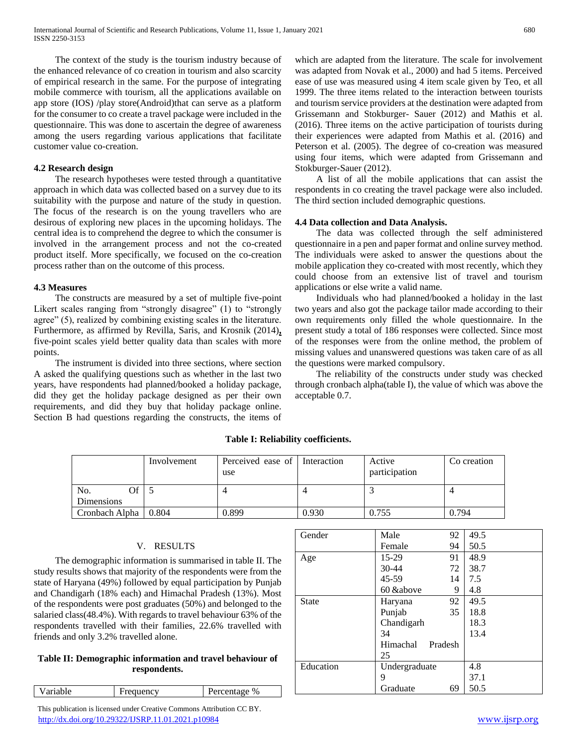The context of the study is the tourism industry because of the enhanced relevance of co creation in tourism and also scarcity of empirical research in the same. For the purpose of integrating mobile commerce with tourism, all the applications available on app store (IOS) /play store(Android)that can serve as a platform for the consumer to co create a travel package were included in the questionnaire. This was done to ascertain the degree of awareness among the users regarding various applications that facilitate customer value co-creation.

### 4.2 Research design

The research hypotheses were tested through a quantitative approach in which data was collected based on a survey due to its suitability with the purpose and nature of the study in question. The focus of the research is on the young travellers who are desirous of exploring new places in the upcoming holidays. The central idea is to comprehend the degree to which the consumer is involved in the arrangement process and not the co-created product itself. More specifically, we focused on the co-creation process rather than on the outcome of this process.

### 4.3 Measures

The constructs are measured by a set of multiple five-point Likert scales ranging from "strongly disagree" (1) to "strongly agree" (5), realized by combining existing scales in the literature. Furthermore, as affirmed by Revilla, Saris, and Krosnik (2014), five-point scales yield better quality data than scales with more points.

The instrument is divided into three sections, where section A asked the qualifying questions such as whether in the last two years, have respondents had planned/booked a holiday package, did they get the holiday package designed as per their own requirements, and did they buy that holiday package online. Section B had questions regarding the constructs, the items of which are adapted from the literature. The scale for involvement was adapted from Novak et al., 2000) and had 5 items. Perceived ease of use was measured using 4 item scale given by Teo, et all 1999. The three items related to the interaction between tourists and tourism service providers at the destination were adapted from Grissemann and Stokburger- Sauer (2012) and Mathis et al. (2016). Three items on the active participation of tourists during their experiences were adapted from Mathis et al. (2016) and Peterson et al. (2005). The degree of co-creation was measured using four items, which were adapted from Grissemann and Stokburger-Sauer (2012).

A list of all the mobile applications that can assist the respondents in co creating the travel package were also included. The third section included demographic questions.

### 4.4 Data collection and Data Analysis.

The data was collected through the self administered questionnaire in a pen and paper format and online survey method. The individuals were asked to answer the questions about the mobile application they co-created with most recently, which they could choose from an extensive list of travel and tourism applications or else write a valid name.

Individuals who had planned/booked a holiday in the last two years and also got the package tailor made according to their own requirements only filled the whole questionnaire. In the present study a total of 186 responses were collected. Since most of the responses were from the online method, the problem of missing values and unanswered questions was taken care of as all the questions were marked compulsory.

The reliability of the constructs under study was checked through cronbach alpha(table I), the value of which was above the acceptable 0.7.

**Table I: Reliability coefficients.**

| | Involvement | Perceived ease of use | Interaction | Active participation | Co creation |
|---|---|---|---|---|---|
| No. Of Dimensions | 5 | 4 | 4 | 3 | 4 |
| Cronbach Alpha | 0.804 | 0.899 | 0.930 | 0.755 | 0.794 |

## V. RESULTS

The demographic information is summarised in table II. The study results shows that majority of the respondents were from the state of Haryana (49%) followed by equal participation by Punjab and Chandigarh (18% each) and Himachal Pradesh (13%). Most of the respondents were post graduates (50%) and belonged to the salaried class(48.4%). With regards to travel behaviour 63% of the respondents travelled with their families, 22.6% travelled with friends and only 3.2% travelled alone.

**Table II: Demographic information and travel behaviour of respondents.**

| Variable | Frequency | | Percentage % |
|---|---|---|---|
| Gender | Male | 92 | 49.5 |
| | Female | 94 | 50.5 |
| Age | 15-29 | 91 | 48.9 |
| | 30-44 | 72 | 38.7 |
| | 45-59 | 14 | 7.5 |
| | 60 &above | 9 | 4.8 |
| State | Haryana | 92 | 49.5 |
| | Punjab | 35 | 18.8 |
| | Chandigarh | 34 | 18.3 |
| | Himachal Pradesh | 25 | 13.4 |
| Education | Undergraduate | 9 | 4.8 |
| | | | 37.1 |
| | Graduate | 69 | 50.5 |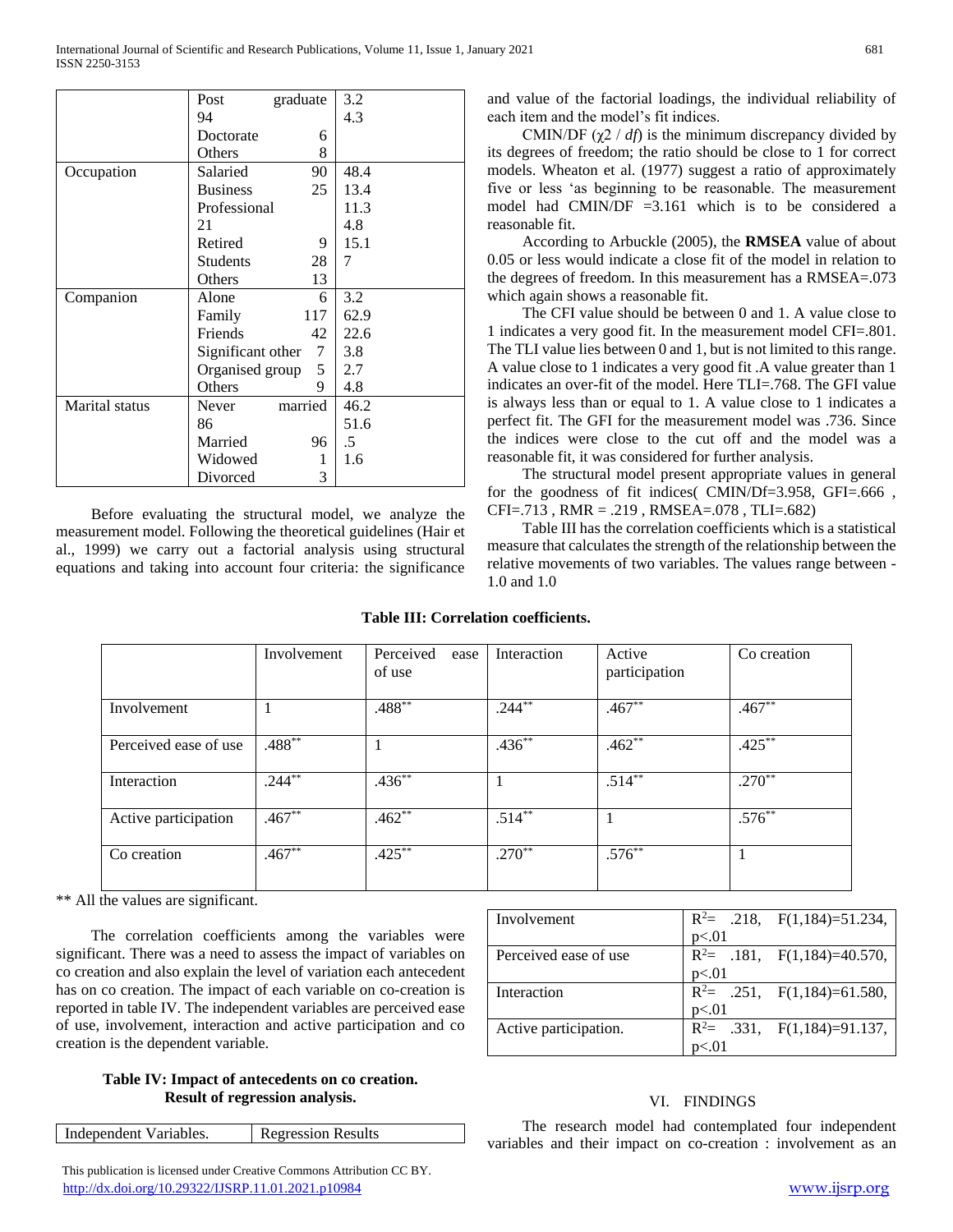|  | Post graduate 94 | 3.2 |
|---|---|---|
|  | Doctorate 6 | 4.3 |
|  | Others 8 |  |
| Occupation | Salaried 90 | 48.4 |
|  | Business 25 | 13.4 |
|  | Professional 21 | 11.3 |
|  | Retired 9 | 4.8 |
|  | Students 28 | 15.1 |
|  | Others 13 | 7 |
| Companion | Alone 6 | 3.2 |
|  | Family 117 | 62.9 |
|  | Friends 42 | 22.6 |
|  | Significant other 7 | 3.8 |
|  | Organised group 5 | 2.7 |
|  | Others 9 | 4.8 |
| Marital status | Never married 86 | 46.2 |
|  | Married 96 | 51.6 |
|  | Widowed 1 | .5 |
|  | Divorced 3 | 1.6 |

Before evaluating the structural model, we analyze the measurement model. Following the theoretical guidelines (Hair et al., 1999) we carry out a factorial analysis using structural equations and taking into account four criteria: the significance and value of the factorial loadings, the individual reliability of each item and the model's fit indices.

CMIN/DF ($\chi 2$ / *df*) is the minimum discrepancy divided by its degrees of freedom; the ratio should be close to 1 for correct models. Wheaton et al. (1977) suggest a ratio of approximately five or less 'as beginning to be reasonable. The measurement model had CMIN/DF =3.161 which is to be considered a reasonable fit.

According to Arbuckle (2005), the **RMSEA** value of about 0.05 or less would indicate a close fit of the model in relation to the degrees of freedom. In this measurement has a RMSEA=.073 which again shows a reasonable fit.

The CFI value should be between 0 and 1. A value close to 1 indicates a very good fit. In the measurement model CFI=.801. The TLI value lies between 0 and 1, but is not limited to this range. A value close to 1 indicates a very good fit .A value greater than 1 indicates an over-fit of the model. Here TLI=.768. The GFI value is always less than or equal to 1. A value close to 1 indicates a perfect fit. The GFI for the measurement model was .736. Since the indices were close to the cut off and the model was a reasonable fit, it was considered for further analysis.

The structural model present appropriate values in general for the goodness of fit indices( CMIN/Df=3.958, GFI=.666 , CFI=.713 , RMR = .219 , RMSEA=.078 , TLI=.682)

Table III has the correlation coefficients which is a statistical measure that calculates the strength of the relationship between the relative movements of two variables. The values range between -1.0 and 1.0

**Table III: Correlation coefficients.**

|  | Involvement | Perceived ease of use | Interaction | Active participation | Co creation |
|---|---|---|---|---|---|
| Involvement | 1 | .488** | .244** | .467** | .467** |
| Perceived ease of use | .488** | 1 | .436** | .462** | .425** |
| Interaction | .244** | .436** | 1 | .514** | .270** |
| Active participation | .467** | .462** | .514** | 1 | .576** |
| Co creation | .467** | .425** | .270** | .576** | 1 |

** All the values are significant.

The correlation coefficients among the variables were significant. There was a need to assess the impact of variables on co creation and also explain the level of variation each antecedent has on co creation. The impact of each variable on co-creation is reported in table IV. The independent variables are perceived ease of use, involvement, interaction and active participation and co creation is the dependent variable.

**Table IV: Impact of antecedents on co creation. Result of regression analysis.**

| Independent Variables. | Regression Results |
|---|---|
| Involvement | $R^2$= .218, $F(1,184)$=51.234, $p<.01$ |
| Perceived ease of use | $R^2$= .181, $F(1,184)$=40.570, $p<.01$ |
| Interaction | $R^2$= .251, $F(1,184)$=61.580, $p<.01$ |
| Active participation. | $R^2$= .331, $F(1,184)$=91.137, $p<.01$ |

## VI. FINDINGS

The research model had contemplated four independent variables and their impact on co-creation : involvement as an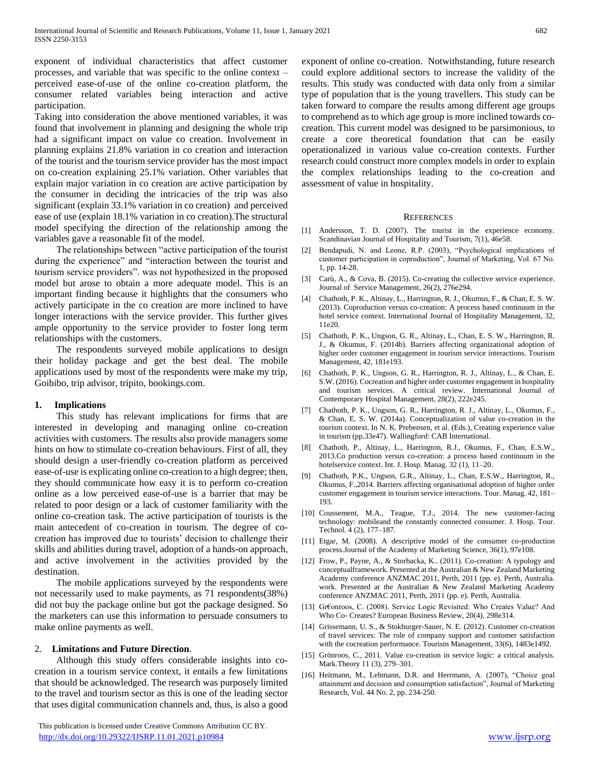exponent of individual characteristics that affect customer processes, and variable that was specific to the online context – perceived ease-of-use of the online co-creation platform, the consumer related variables being interaction and active participation.

Taking into consideration the above mentioned variables, it was found that involvement in planning and designing the whole trip had a significant impact on value co creation. Involvement in planning explains 21.8% variation in co creation and interaction of the tourist and the tourism service provider has the most impact on co-creation explaining 25.1% variation. Other variables that explain major variation in co creation are active participation by the consumer in deciding the intricacies of the trip was also significant (explain 33.1% variation in co creation) and perceived ease of use (explain 18.1% variation in co creation).The structural model specifying the direction of the relationship among the variables gave a reasonable fit of the model.

The relationships between "active participation of the tourist during the experience" and "interaction between the tourist and tourism service providers". was not hypothesized in the proposed model but arose to obtain a more adequate model. This is an important finding because it highlights that the consumers who actively participate in the co creation are more inclined to have longer interactions with the service provider. This further gives ample opportunity to the service provider to foster long term relationships with the customers.

The respondents surveyed mobile applications to design their holiday package and get the best deal. The mobile applications used by most of the respondents were make my trip, Goibibo, trip advisor, tripito, bookings.com.

## 1. Implications

This study has relevant implications for firms that are interested in developing and managing online co-creation activities with customers. The results also provide managers some hints on how to stimulate co-creation behaviours. First of all, they should design a user-friendly co-creation platform as perceived ease-of-use is explicating online co-creation to a high degree; then, they should communicate how easy it is to perform co-creation online as a low perceived ease-of-use is a barrier that may be related to poor design or a lack of customer familiarity with the online co-creation task. The active participation of tourists is the main antecedent of co-creation in tourism. The degree of co-creation has improved due to tourists' decision to challenge their skills and abilities during travel, adoption of a hands-on approach, and active involvement in the activities provided by the destination.

The mobile applications surveyed by the respondents were not necessarily used to make payments, as 71 respondents(38%) did not buy the package online but got the package designed. So the marketers can use this information to persuade consumers to make online payments as well.

## 2. Limitations and Future Direction.

Although this study offers considerable insights into co-creation in a tourism service context, it entails a few limitations that should be acknowledged. The research was purposely limited to the travel and tourism sector as this is one of the leading sector that uses digital communication channels and, thus, is also a good exponent of online co-creation. Notwithstanding, future research could explore additional sectors to increase the validity of the results. This study was conducted with data only from a similar type of population that is the young travellers. This study can be taken forward to compare the results among different age groups to comprehend as to which age group is more inclined towards co-creation. This current model was designed to be parsimonious, to create a core theoretical foundation that can be easily operationalized in various value co-creation contexts. Further research could construct more complex models in order to explain the complex relationships leading to the co-creation and assessment of value in hospitality.

## References

[1] Andersson, T. D. (2007). The tourist in the experience economy. Scandinavian Journal of Hospitality and Tourism, 7(1), 46e58.

[2] Bendapudi, N. and Leone, R.P. (2003), "Psychological implications of customer participation in coproduction", Journal of Marketing, Vol. 67 No. 1, pp. 14-28.

[3] Carù, A., & Cova, B. (2015). Co-creating the collective service experience. Journal of Service Management, 26(2), 276e294.

[4] Chathoth, P. K., Altinay, L., Harrington, R. J., Okumus, F., & Chan, E. S. W. (2013). Coproduction versus co-creation: A process based continuum in the hotel service context. International Journal of Hospitality Management, 32, 11e20.

[5] Chathoth, P. K., Ungson, G. R., Altinay, L., Chan, E. S. W., Harrington, R. J., & Okumus, F. (2014b). Barriers affecting organizational adoption of higher order customer engagement in tourism service interactions. Tourism Management, 42, 181e193.

[6] Chathoth, P. K., Ungson, G. R., Harrington, R. J., Altinay, L., & Chan, E. S.W. (2016). Cocreation and higher order customer engagement in hospitality and tourism services. A critical review. International Journal of Contemporary Hospital Management, 28(2), 222e245.

[7] Chathoth, P. K., Ungson, G. R., Harrington, R. J., Altinay, L., Okumus, F., & Chan, E. S. W. (2014a). Conceptualization of value co-creation in the tourism context. In N. K. Prebensen, et al. (Eds.), Creating experience value in tourism (pp.33e47). Wallingford: CAB International.

[8] Chathoth, P., Altinay, L., Harrington, R.J., Okumus, F., Chan, E.S.W., 2013.Co production versus co-creation: a process based continuum in the hotelservice context. Int. J. Hosp. Manag. 32 (1), 11–20.

[9] Chathoth, P.K., Ungson, G.R., Altinay, L., Chan, E.S.W., Harrington, R., Okumus, F.,2014. Barriers affecting organisational adoption of higher order customer engagement in tourism service interactions. Tour. Manag. 42, 181–193.

[10] Coussement, M.A., Teague, T.J., 2014. The new customer-facing technology: mobileand the constantly connected consumer. J. Hosp. Tour. Technol. 4 (2), 177–187.

[11] Etgar, M. (2008). A descriptive model of the consumer co-production process.Journal of the Academy of Marketing Science, 36(1), 97e108.

[12] Frow, P., Payne, A., & Storbacka, K.. (2011). Co-creation: A typology and conceptualframework. Presented at the Australian & New Zealand Marketing Academy conference ANZMAC 2011, Perth, 2011 (pp. e). Perth, Australia. work. Presented at the Australian & New Zealand Marketing Academy conference ANZMAC 2011, Perth, 2011 (pp. e). Perth, Australia.

[13] Gr€onroos, C. (2008). Service Logic Revisited: Who Creates Value? And Who Co- Creates? European Business Review, 20(4), 298e314.

[14] Grissemann, U. S., & Stokburger-Sauer, N. E. (2012). Customer co-creation of travel services: The role of company support and customer satisfaction with the cocreation performance. Tourism Management, 33(6), 1483e1492.

[15] Grönroos, C., 2011. Value co-creation in service logic: a critical analysis. Mark.Theory 11 (3), 279–301.

[16] Heitmann, M., Lehmann, D.R. and Herrmann, A. (2007), "Choice goal attainment and decision and consumption satisfaction", Journal of Marketing Research, Vol. 44 No. 2, pp. 234-250.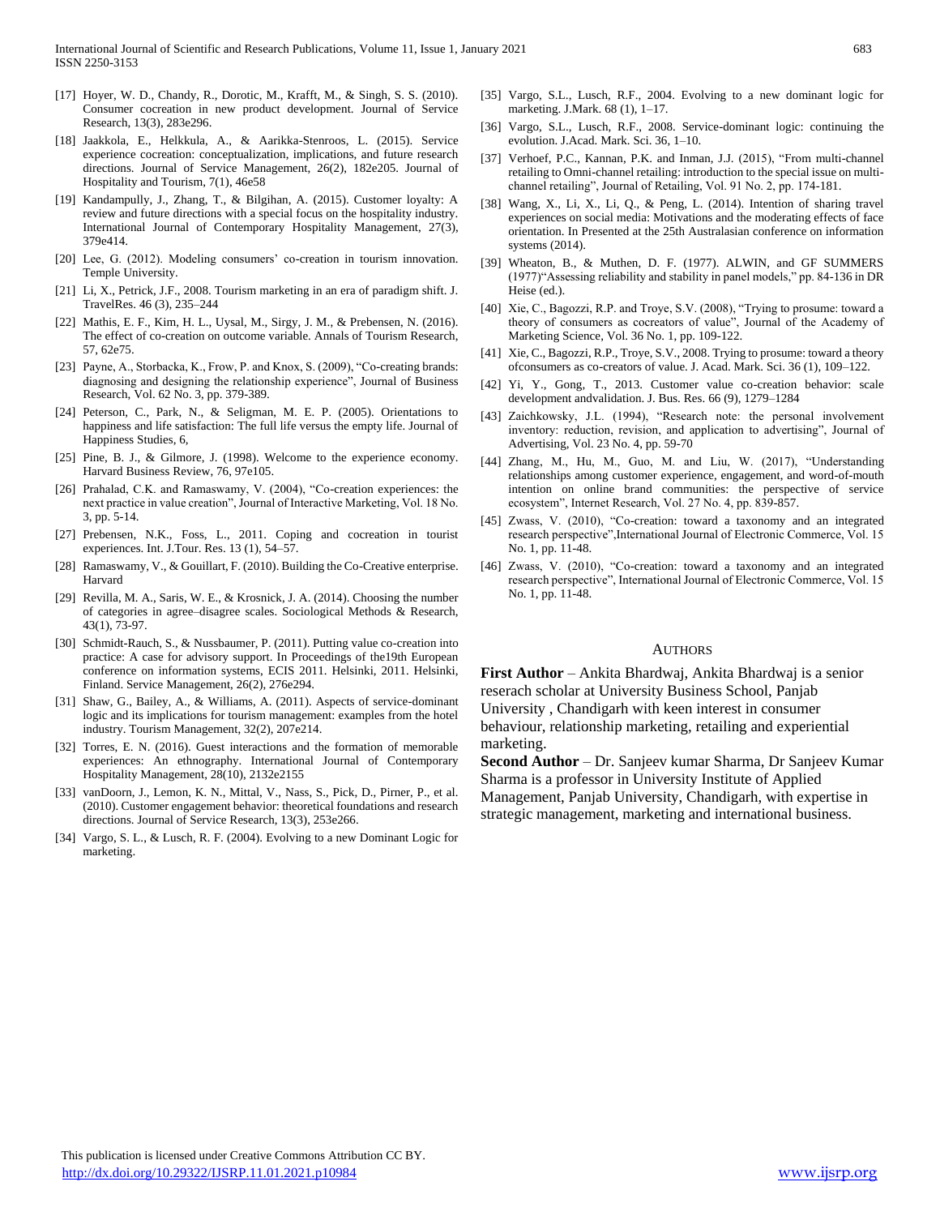[17] Hoyer, W. D., Chandy, R., Dorotic, M., Krafft, M., & Singh, S. S. (2010). Consumer cocreation in new product development. Journal of Service Research, 13(3), 283e296.

[18] Jaakkola, E., Helkkula, A., & Aarikka-Stenroos, L. (2015). Service experience cocreation: conceptualization, implications, and future research directions. Journal of Service Management, 26(2), 182e205. Journal of Hospitality and Tourism, 7(1), 46e58

[19] Kandampully, J., Zhang, T., & Bilgihan, A. (2015). Customer loyalty: A review and future directions with a special focus on the hospitality industry. International Journal of Contemporary Hospitality Management, 27(3), 379e414.

[20] Lee, G. (2012). Modeling consumers' co-creation in tourism innovation. Temple University.

[21] Li, X., Petrick, J.F., 2008. Tourism marketing in an era of paradigm shift. J. TravelRes. 46 (3), 235–244

[22] Mathis, E. F., Kim, H. L., Uysal, M., Sirgy, J. M., & Prebensen, N. (2016). The effect of co-creation on outcome variable. Annals of Tourism Research, 57, 62e75.

[23] Payne, A., Storbacka, K., Frow, P. and Knox, S. (2009), "Co-creating brands: diagnosing and designing the relationship experience", Journal of Business Research, Vol. 62 No. 3, pp. 379-389.

[24] Peterson, C., Park, N., & Seligman, M. E. P. (2005). Orientations to happiness and life satisfaction: The full life versus the empty life. Journal of Happiness Studies, 6,

[25] Pine, B. J., & Gilmore, J. (1998). Welcome to the experience economy. Harvard Business Review, 76, 97e105.

[26] Prahalad, C.K. and Ramaswamy, V. (2004), "Co-creation experiences: the next practice in value creation", Journal of Interactive Marketing, Vol. 18 No. 3, pp. 5-14.

[27] Prebensen, N.K., Foss, L., 2011. Coping and cocreation in tourist experiences. Int. J.Tour. Res. 13 (1), 54–57.

[28] Ramaswamy, V., & Gouillart, F. (2010). Building the Co-Creative enterprise. Harvard

[29] Revilla, M. A., Saris, W. E., & Krosnick, J. A. (2014). Choosing the number of categories in agree–disagree scales. Sociological Methods & Research, 43(1), 73-97.

[30] Schmidt-Rauch, S., & Nussbaumer, P. (2011). Putting value co-creation into practice: A case for advisory support. In Proceedings of the19th European conference on information systems, ECIS 2011. Helsinki, 2011. Helsinki, Finland. Service Management, 26(2), 276e294.

[31] Shaw, G., Bailey, A., & Williams, A. (2011). Aspects of service-dominant logic and its implications for tourism management: examples from the hotel industry. Tourism Management, 32(2), 207e214.

[32] Torres, E. N. (2016). Guest interactions and the formation of memorable experiences: An ethnography. International Journal of Contemporary Hospitality Management, 28(10), 2132e2155

[33] vanDoorn, J., Lemon, K. N., Mittal, V., Nass, S., Pick, D., Pirner, P., et al. (2010). Customer engagement behavior: theoretical foundations and research directions. Journal of Service Research, 13(3), 253e266.

[34] Vargo, S. L., & Lusch, R. F. (2004). Evolving to a new Dominant Logic for marketing.

[35] Vargo, S.L., Lusch, R.F., 2004. Evolving to a new dominant logic for marketing. J.Mark. 68 (1), 1–17.

[36] Vargo, S.L., Lusch, R.F., 2008. Service-dominant logic: continuing the evolution. J.Acad. Mark. Sci. 36, 1–10.

[37] Verhoef, P.C., Kannan, P.K. and Inman, J.J. (2015), "From multi-channel retailing to Omni-channel retailing: introduction to the special issue on multi-channel retailing", Journal of Retailing, Vol. 91 No. 2, pp. 174-181.

[38] Wang, X., Li, X., Li, Q., & Peng, L. (2014). Intention of sharing travel experiences on social media: Motivations and the moderating effects of face orientation. In Presented at the 25th Australasian conference on information systems (2014).

[39] Wheaton, B., & Muthen, D. F. (1977). ALWIN, and GF SUMMERS (1977)"Assessing reliability and stability in panel models," pp. 84-136 in DR Heise (ed.).

[40] Xie, C., Bagozzi, R.P. and Troye, S.V. (2008), "Trying to prosume: toward a theory of consumers as cocreators of value", Journal of the Academy of Marketing Science, Vol. 36 No. 1, pp. 109-122.

[41] Xie, C., Bagozzi, R.P., Troye, S.V., 2008. Trying to prosume: toward a theory ofconsumers as co-creators of value. J. Acad. Mark. Sci. 36 (1), 109–122.

[42] Yi, Y., Gong, T., 2013. Customer value co-creation behavior: scale development andvalidation. J. Bus. Res. 66 (9), 1279–1284

[43] Zaichkowsky, J.L. (1994), "Research note: the personal involvement inventory: reduction, revision, and application to advertising", Journal of Advertising, Vol. 23 No. 4, pp. 59-70

[44] Zhang, M., Hu, M., Guo, M. and Liu, W. (2017), "Understanding relationships among customer experience, engagement, and word-of-mouth intention on online brand communities: the perspective of service ecosystem", Internet Research, Vol. 27 No. 4, pp. 839-857.

[45] Zwass, V. (2010), "Co-creation: toward a taxonomy and an integrated research perspective",International Journal of Electronic Commerce, Vol. 15 No. 1, pp. 11-48.

[46] Zwass, V. (2010), "Co-creation: toward a taxonomy and an integrated research perspective", International Journal of Electronic Commerce, Vol. 15 No. 1, pp. 11-48.

## AUTHORS

**First Author** – Ankita Bhardwaj, Ankita Bhardwaj is a senior reserach scholar at University Business School, Panjab University , Chandigarh with keen interest in consumer behaviour, relationship marketing, retailing and experiential marketing.

**Second Author** – Dr. Sanjeev kumar Sharma, Dr Sanjeev Kumar Sharma is a professor in University Institute of Applied Management, Panjab University, Chandigarh, with expertise in strategic management, marketing and international business.